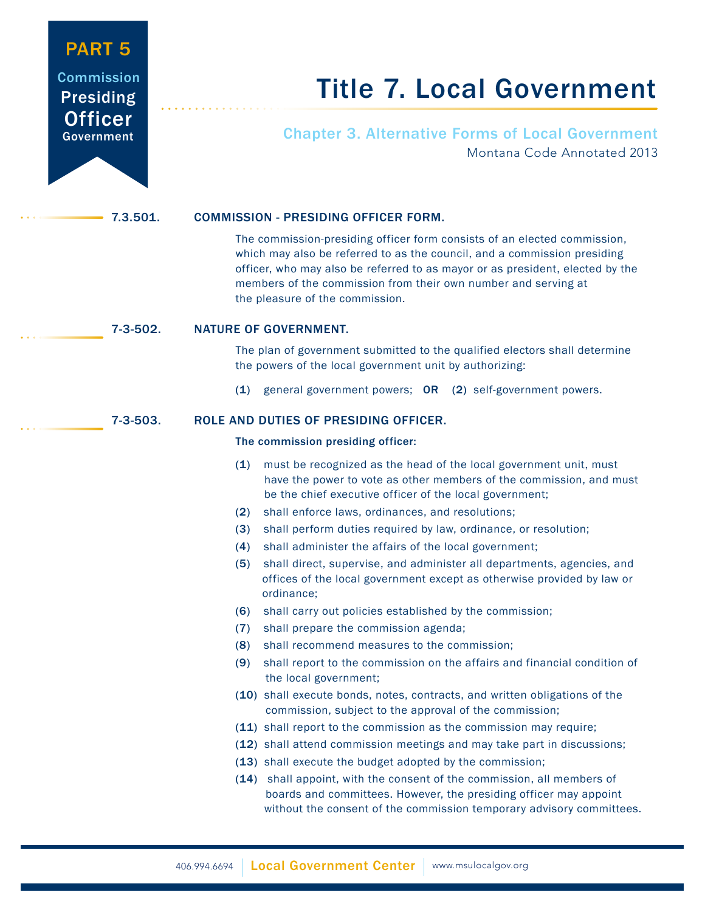PART 5

Commission Presiding Officer Government

# Title 7. Local Government

## Chapter 3. Alternative Forms of Local Government

Montana Code Annotated 2013

### 7.3.501. COMMISSION - PRESIDING OFFICER FORM.

The commission-presiding officer form consists of an elected commission, which may also be referred to as the council, and a commission presiding officer, who may also be referred to as mayor or as president, elected by the members of the commission from their own number and serving at the pleasure of the commission.

### 7-3-502. NATURE OF GOVERNMENT.

The plan of government submitted to the qualified electors shall determine the powers of the local government unit by authorizing:

(1) general government powers; **OR** (2) self-government powers.

### 7-3-503. ROLE AND DUTIES OF PRESIDING OFFICER.

**The commission presiding officer:**

(1) must be recognized as the head of the local government unit, must have the power to vote as other members of the commission, and must be the chief executive officer of the local government;

(2) shall enforce laws, ordinances, and resolutions;

(3) shall perform duties required by law, ordinance, or resolution;

(4) shall administer the affairs of the local government;

(5) shall direct, supervise, and administer all departments, agencies, and offices of the local government except as otherwise provided by law or ordinance;

(6) shall carry out policies established by the commission;

(7) shall prepare the commission agenda;

(8) shall recommend measures to the commission;

(9) shall report to the commission on the affairs and financial condition of the local government;

(10) shall execute bonds, notes, contracts, and written obligations of the commission, subject to the approval of the commission;

(11) shall report to the commission as the commission may require;

(12) shall attend commission meetings and may take part in discussions;

(13) shall execute the budget adopted by the commission;

(14) shall appoint, with the consent of the commission, all members of boards and committees. However, the presiding officer may appoint without the consent of the commission temporary advisory committees.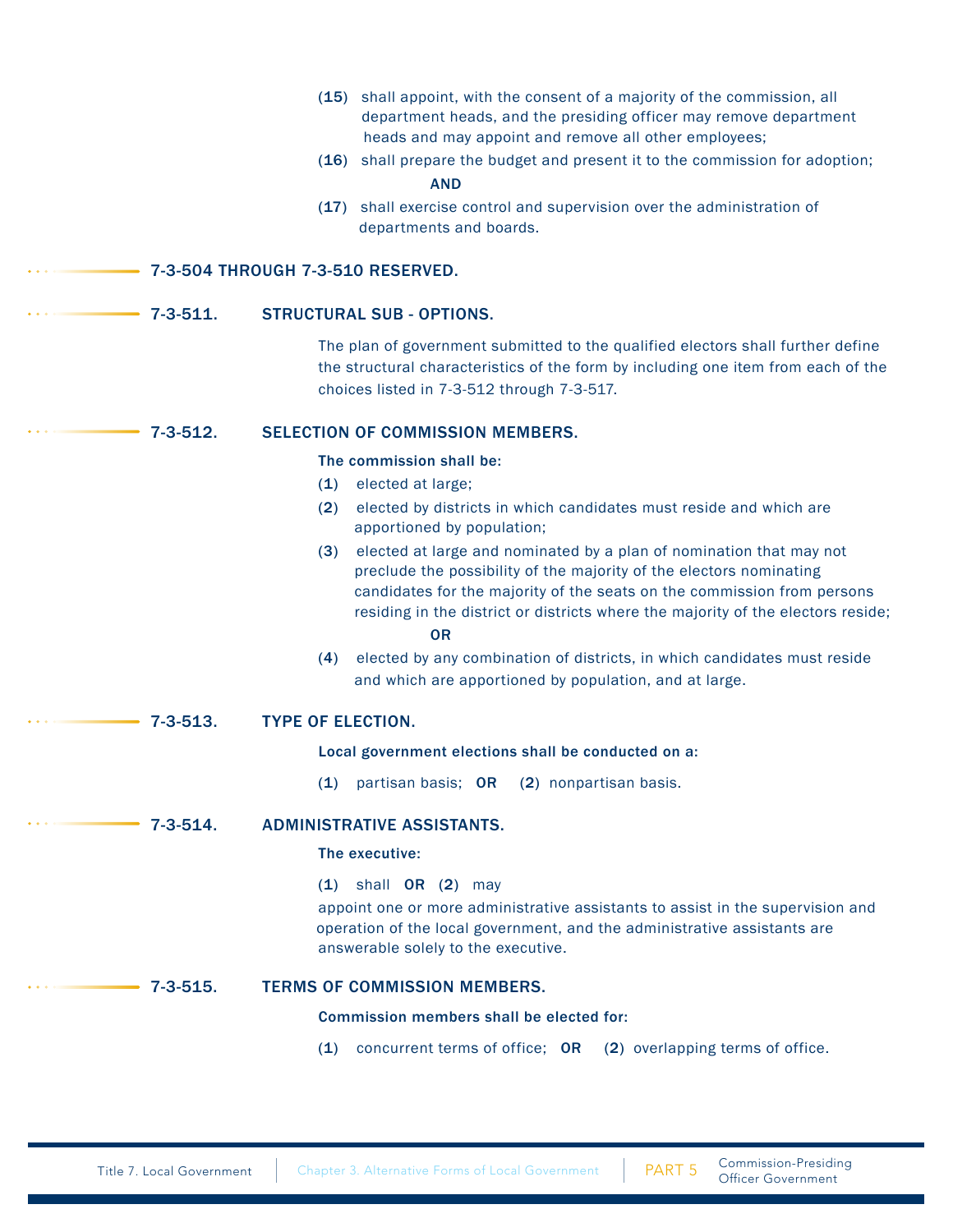(15) shall appoint, with the consent of a majority of the commission, all department heads, and the presiding officer may remove department heads and may appoint and remove all other employees;

(16) shall prepare the budget and present it to the commission for adoption;

**AND**

(17) shall exercise control and supervision over the administration of departments and boards.

## 7-3-504 THROUGH 7-3-510 RESERVED.

## 7-3-511. STRUCTURAL SUB - OPTIONS.

The plan of government submitted to the qualified electors shall further define the structural characteristics of the form by including one item from each of the choices listed in 7-3-512 through 7-3-517.

## 7-3-512. SELECTION OF COMMISSION MEMBERS.

**The commission shall be:**

(1) elected at large;

(2) elected by districts in which candidates must reside and which are apportioned by population;

(3) elected at large and nominated by a plan of nomination that may not preclude the possibility of the majority of the electors nominating candidates for the majority of the seats on the commission from persons residing in the district or districts where the majority of the electors reside;

**OR**

(4) elected by any combination of districts, in which candidates must reside and which are apportioned by population, and at large.

## 7-3-513. TYPE OF ELECTION.

**Local government elections shall be conducted on a:**

(1) partisan basis; **OR** (2) nonpartisan basis.

## 7-3-514. ADMINISTRATIVE ASSISTANTS.

**The executive:**

(1) shall **OR** (2) may

appoint one or more administrative assistants to assist in the supervision and operation of the local government, and the administrative assistants are answerable solely to the executive.

## 7-3-515. TERMS OF COMMISSION MEMBERS.

**Commission members shall be elected for:**

(1) concurrent terms of office; **OR** (2) overlapping terms of office.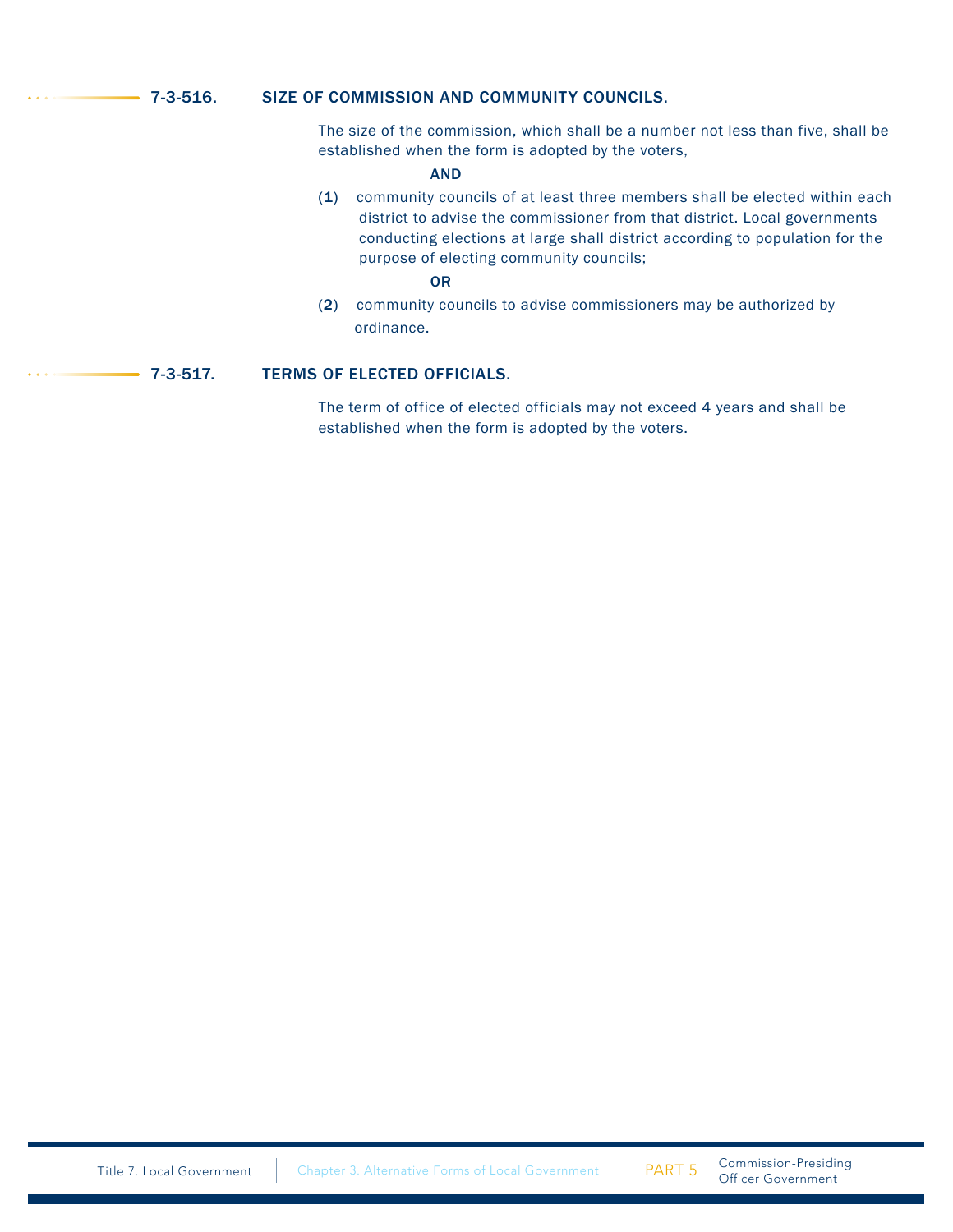## 7-3-516. SIZE OF COMMISSION AND COMMUNITY COUNCILS.

The size of the commission, which shall be a number not less than five, shall be established when the form is adopted by the voters,

**AND**

(1) community councils of at least three members shall be elected within each district to advise the commissioner from that district. Local governments conducting elections at large shall district according to population for the purpose of electing community councils;

**OR**

(2) community councils to advise commissioners may be authorized by ordinance.

## 7-3-517. TERMS OF ELECTED OFFICIALS.

The term of office of elected officials may not exceed 4 years and shall be established when the form is adopted by the voters.